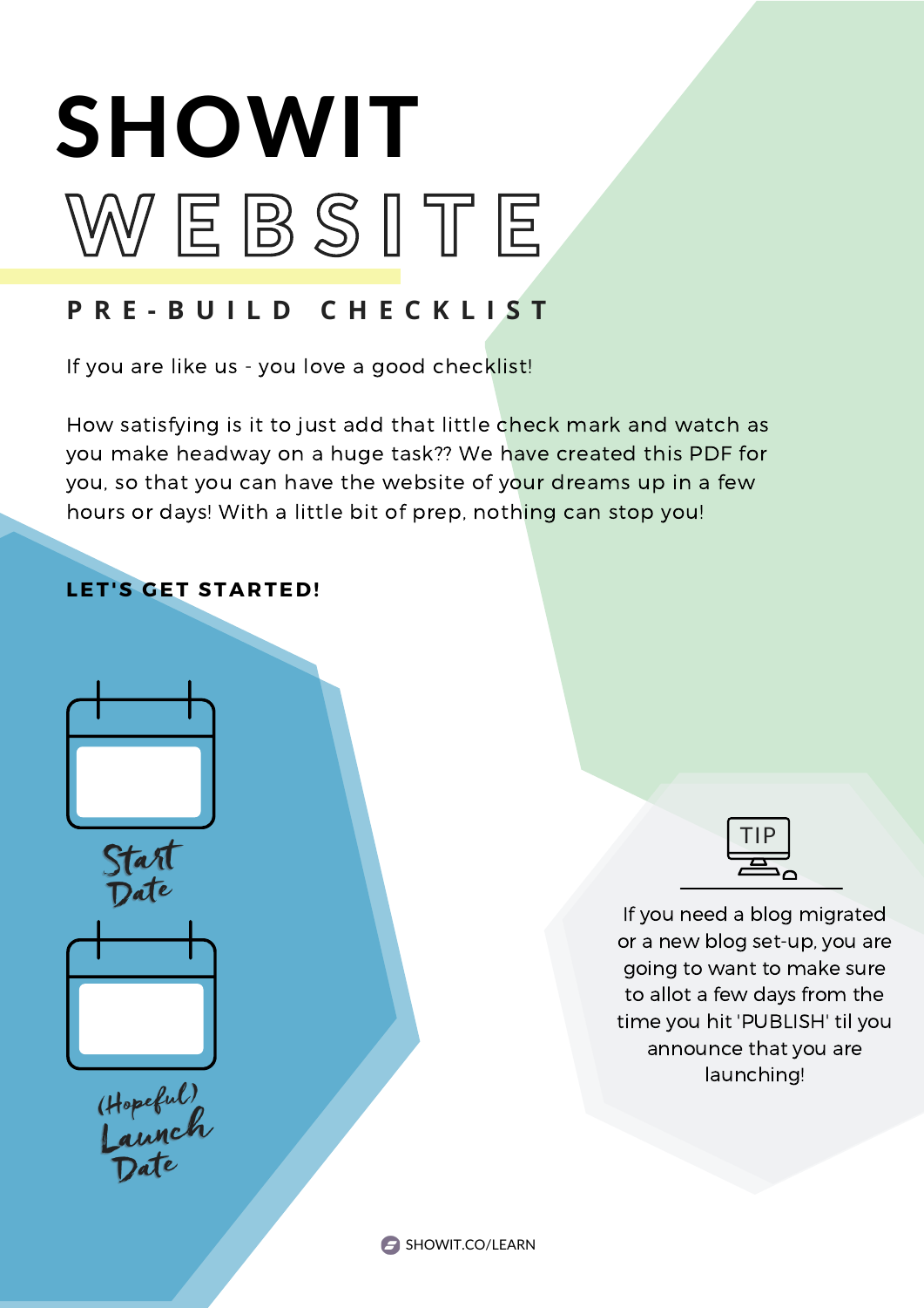# SHOWIT WEBSITE

## PRE-BUILD CHECKLIST

If you are like us - you love a good checklist!

How satisfying is it to just add that little check mark and watch as you make headway on a huge task?? We have created this PDF for you, so that you can have the website of your dreams up in a few hours or days! With a little bit of prep, nothing can stop you!

**LET'S GET STARTED!**

Start Date

(Hopeful) Launch Date

**TIP**

If you need a blog migrated or a new blog set-up, you are going to want to make sure to allot a few days from the time you hit 'PUBLISH' til you announce that you are launching!

SHOWIT.CO/LEARN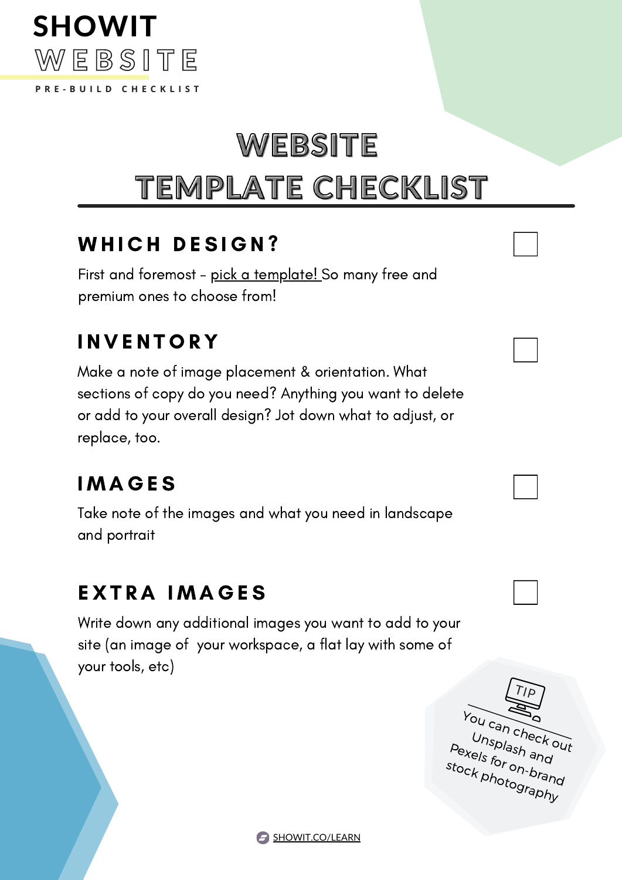SHOWIT

WEBSITE

PRE-BUILD CHECKLIST

# WEBSITE TEMPLATE CHECKLIST

## WHICH DESIGN? ☐

First and foremost - pick a template! So many free and premium ones to choose from!

## INVENTORY ☐

Make a note of image placement & orientation. What sections of copy do you need? Anything you want to delete or add to your overall design? Jot down what to adjust, or replace, too.

## IMAGES ☐

Take note of the images and what you need in landscape and portrait

## EXTRA IMAGES ☐

Write down any additional images you want to add to your site (an image of your workspace, a flat lay with some of your tools, etc)

TIP

You can check out Unsplash and Pexels for on-brand stock photography

SHOWIT.CO/LEARN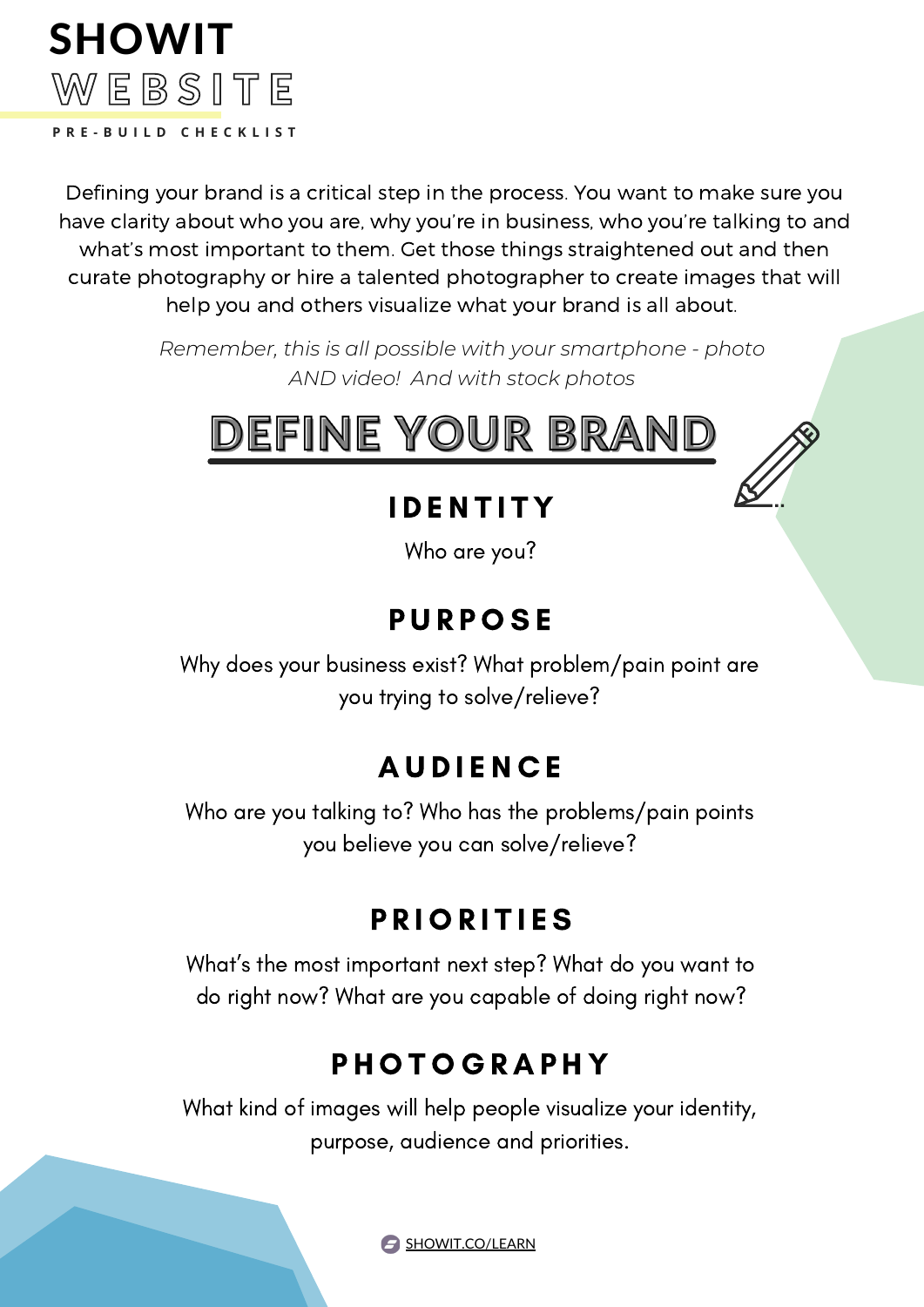# SHOWIT WEBSITE

PRE-BUILD CHECKLIST

Defining your brand is a critical step in the process. You want to make sure you have clarity about who you are, why you're in business, who you're talking to and what's most important to them. Get those things straightened out and then curate photography or hire a talented photographer to create images that will help you and others visualize what your brand is all about.

*Remember, this is all possible with your smartphone - photo AND video! And with stock photos*

## DEFINE YOUR BRAND

### IDENTITY

Who are you?

### PURPOSE

Why does your business exist? What problem/pain point are you trying to solve/relieve?

### AUDIENCE

Who are you talking to? Who has the problems/pain points you believe you can solve/relieve?

### PRIORITIES

What's the most important next step? What do you want to do right now? What are you capable of doing right now?

### PHOTOGRAPHY

What kind of images will help people visualize your identity, purpose, audience and priorities.

SHOWIT.CO/LEARN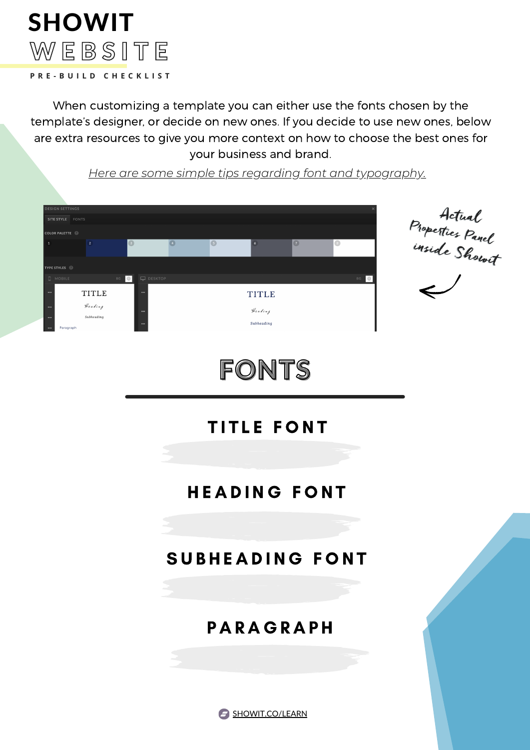# SHOWIT WEBSITE

**PRE-BUILD CHECKLIST**

When customizing a template you can either use the fonts chosen by the template's designer, or decide on new ones. If you decide to use new ones, below are extra resources to give you more context on how to choose the best ones for your business and brand.

*Here are some simple tips regarding font and typography.*

Actual Properties Panel inside Showit

## FONTS

### TITLE FONT

### HEADING FONT

### SUBHEADING FONT

### PARAGRAPH

SHOWIT.CO/LEARN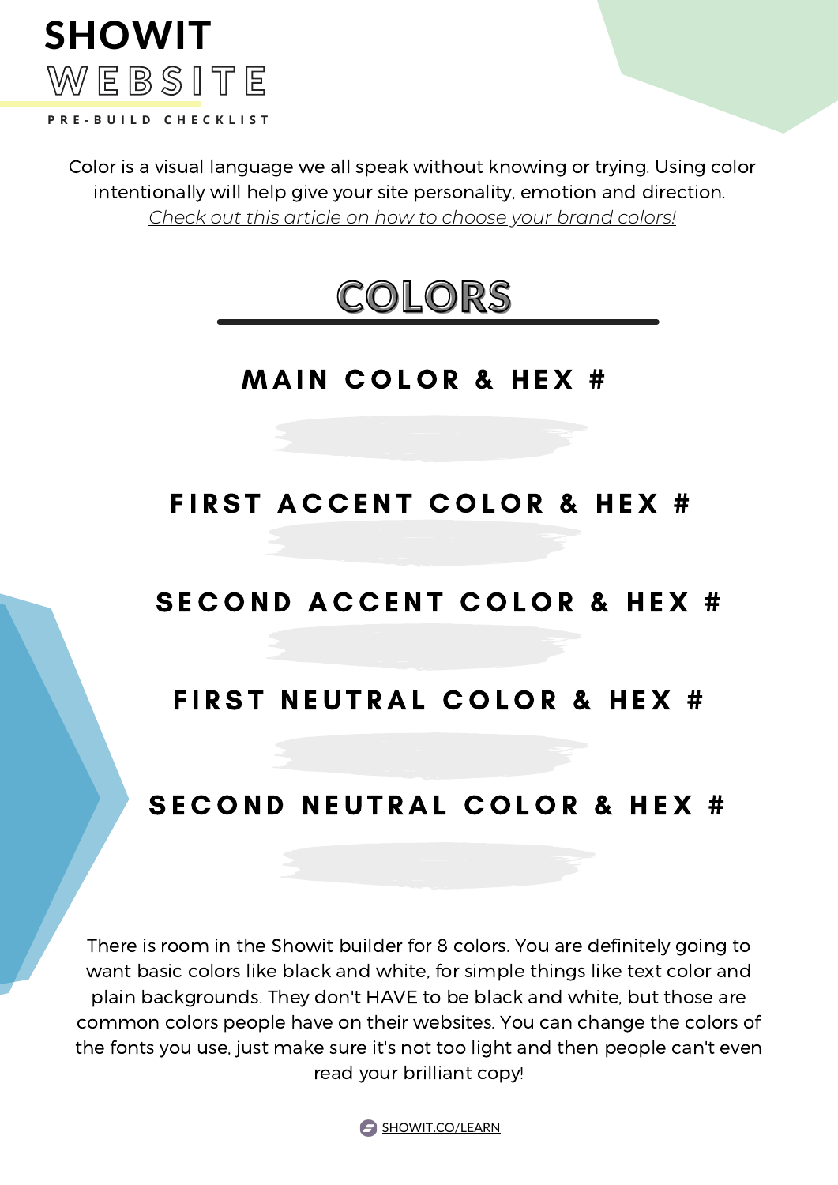# SHOWIT WEBSITE

PRE-BUILD CHECKLIST

Color is a visual language we all speak without knowing or trying. Using color intentionally will help give your site personality, emotion and direction. *Check out this article on how to choose your brand colors!*

## COLORS

### MAIN COLOR & HEX #

### FIRST ACCENT COLOR & HEX #

### SECOND ACCENT COLOR & HEX #

### FIRST NEUTRAL COLOR & HEX #

### SECOND NEUTRAL COLOR & HEX #

There is room in the Showit builder for 8 colors. You are definitely going to want basic colors like black and white, for simple things like text color and plain backgrounds. They don't HAVE to be black and white, but those are common colors people have on their websites. You can change the colors of the fonts you use, just make sure it's not too light and then people can't even read your brilliant copy!

SHOWIT.CO/LEARN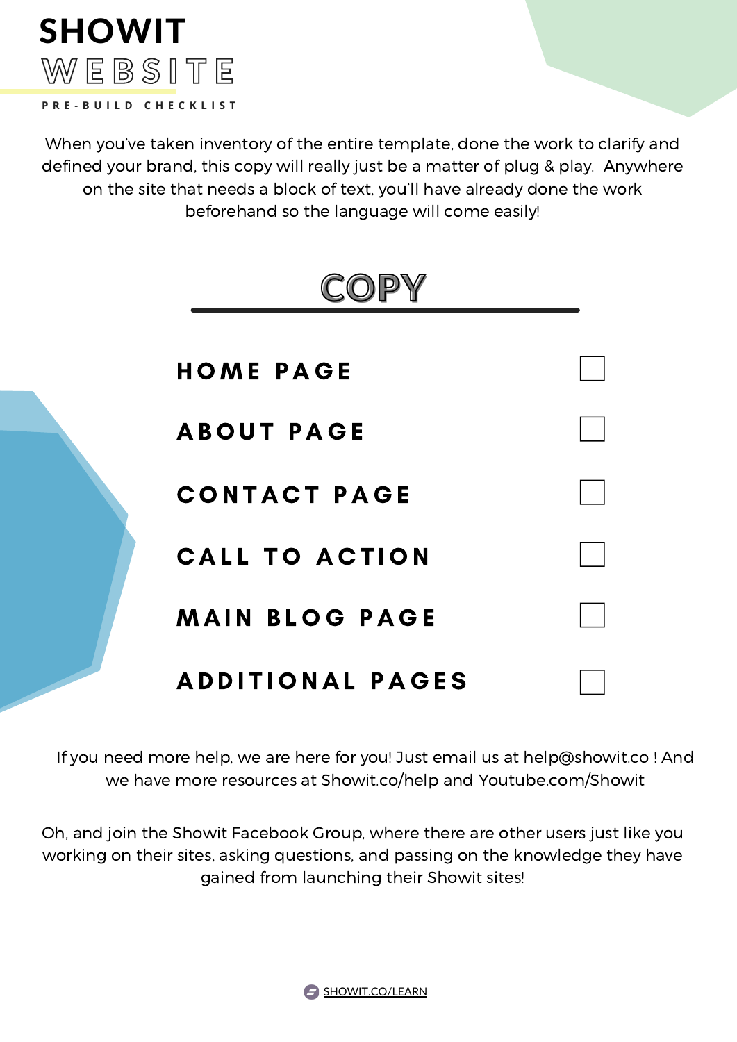# SHOWIT WEBSITE

PRE-BUILD CHECKLIST

When you've taken inventory of the entire template, done the work to clarify and defined your brand, this copy will really just be a matter of plug & play. Anywhere on the site that needs a block of text, you'll have already done the work beforehand so the language will come easily!

## COPY

- [ ] HOME PAGE
- [ ] ABOUT PAGE
- [ ] CONTACT PAGE
- [ ] CALL TO ACTION
- [ ] MAIN BLOG PAGE
- [ ] ADDITIONAL PAGES

If you need more help, we are here for you! Just email us at help@showit.co ! And we have more resources at Showit.co/help and Youtube.com/Showit

Oh, and join the Showit Facebook Group, where there are other users just like you working on their sites, asking questions, and passing on the knowledge they have gained from launching their Showit sites!

SHOWIT.CO/LEARN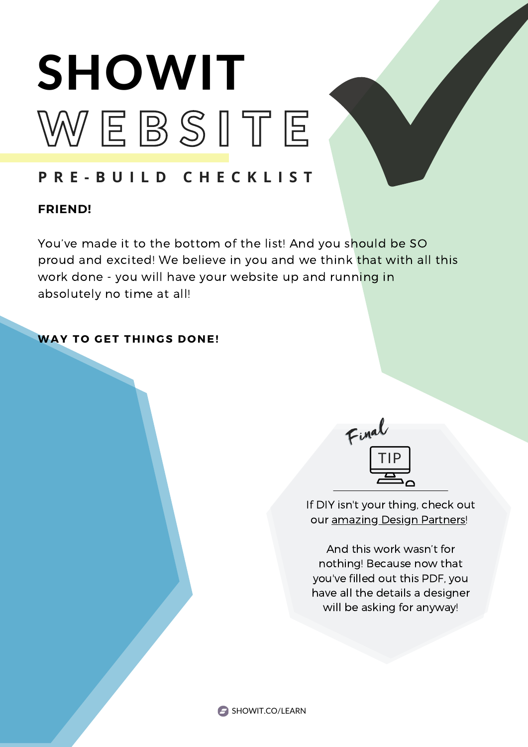# SHOWIT WEBSITE

## PRE-BUILD CHECKLIST

**FRIEND!**

You've made it to the bottom of the list! And you should be SO proud and excited! We believe in you and we think that with all this work done - you will have your website up and running in absolutely no time at all!

**WAY TO GET THINGS DONE!**

### Final TIP

If DIY isn't your thing, check out our amazing Design Partners!

And this work wasn't for nothing! Because now that you've filled out this PDF, you have all the details a designer will be asking for anyway!

SHOWIT.CO/LEARN